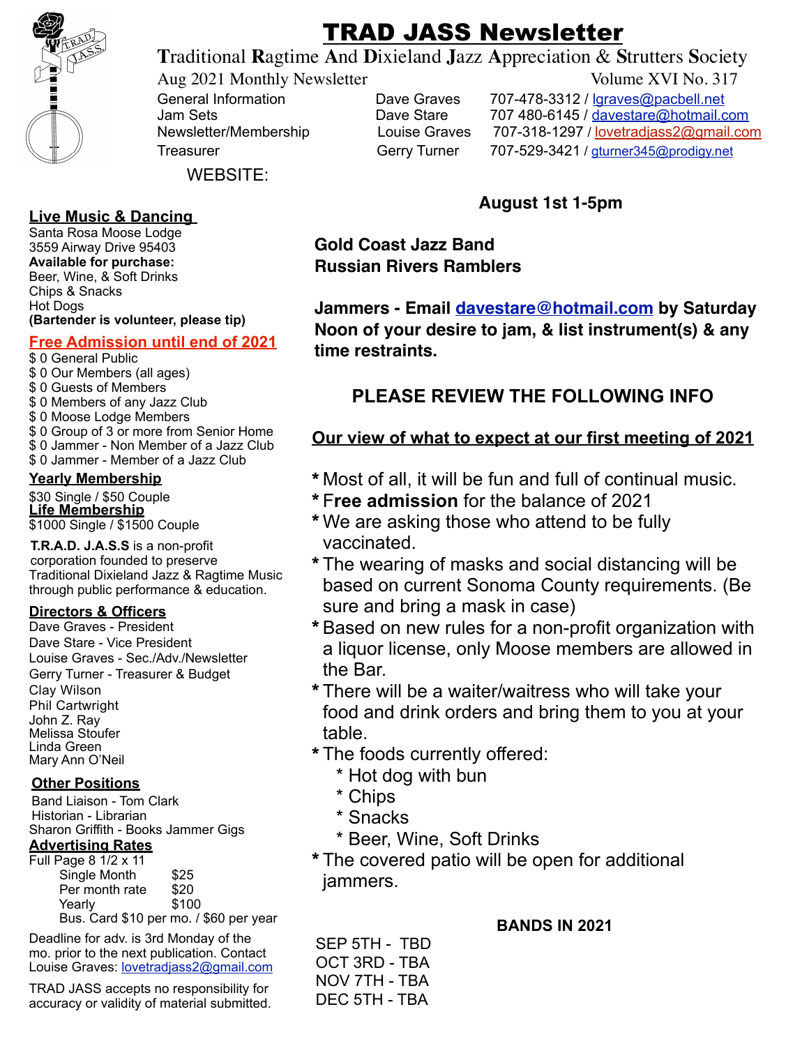# TRAD JASS Newsletter

**T**raditional **R**agtime **A**nd **D**ixieland **J**azz **A**ppreciation & **S**trutters **S**ociety

Aug 2021 Monthly Newsletter — Volume XVI No. 317

| | | |
|---|---|---|
| General Information | Dave Graves | 707-478-3312 / lgraves@pacbell.net |
| Jam Sets | Dave Stare | 707 480-6145 / davestare@hotmail.com |
| Newsletter/Membership | Louise Graves | 707-318-1297 / lovetradjass2@gmail.com |
| Treasurer | Gerry Turner | 707-529-3421 / gturner345@prodigy.net |

WEBSITE:

## Live Music & Dancing

Santa Rosa Moose Lodge
3559 Airway Drive 95403
**Available for purchase:**
Beer, Wine, & Soft Drinks
Chips & Snacks
Hot Dogs
**(Bartender is volunteer, please tip)**

## Free Admission until end of 2021

$ 0 General Public
$ 0 Our Members (all ages)
$ 0 Guests of Members
$ 0 Members of any Jazz Club
$ 0 Moose Lodge Members
$ 0 Group of 3 or more from Senior Home
$ 0 Jammer - Non Member of a Jazz Club
$ 0 Jammer - Member of a Jazz Club

## Yearly Membership

$30 Single / $50 Couple

## Life Membership

$1000 Single / $1500 Couple

**T.R.A.D. J.A.S.S** is a non-profit corporation founded to preserve Traditional Dixieland Jazz & Ragtime Music through public performance & education.

## Directors & Officers

Dave Graves - President
Dave Stare - Vice President
Louise Graves - Sec./Adv./Newsletter
Gerry Turner - Treasurer & Budget
Clay Wilson
Phil Cartwright
John Z. Ray
Melissa Stoufer
Linda Green
Mary Ann O'Neil

## Other Positions

Band Liaison - Tom Clark
Historian - Librarian
Sharon Griffith - Books Jammer Gigs

## Advertising Rates

Full Page 8 1/2 x 11

| | |
|---|---|
| Single Month | $25 |
| Per month rate | $20 |
| Yearly | $100 |

Bus. Card $10 per mo. / $60 per year

Deadline for adv. is 3rd Monday of the mo. prior to the next publication. Contact Louise Graves: lovetradjass2@gmail.com

TRAD JASS accepts no responsibility for accuracy or validity of material submitted.

---

**August 1st 1-5pm**

**Gold Coast Jazz Band**
**Russian Rivers Ramblers**

**Jammers - Email davestare@hotmail.com by Saturday Noon of your desire to jam, & list instrument(s) & any time restraints.**

## PLEASE REVIEW THE FOLLOWING INFO

### Our view of what to expect at our first meeting of 2021

* Most of all, it will be fun and full of continual music.
* **Free admission** for the balance of 2021
* We are asking those who attend to be fully vaccinated.
* The wearing of masks and social distancing will be based on current Sonoma County requirements. (Be sure and bring a mask in case)
* Based on new rules for a non-profit organization with a liquor license, only Moose members are allowed in the Bar.
* There will be a waiter/waitress who will take your food and drink orders and bring them to you at your table.
* The foods currently offered:
  * Hot dog with bun
  * Chips
  * Snacks
  * Beer, Wine, Soft Drinks
* The covered patio will be open for additional jammers.

**BANDS IN 2021**

SEP 5TH - TBD
OCT 3RD - TBA
NOV 7TH - TBA
DEC 5TH - TBA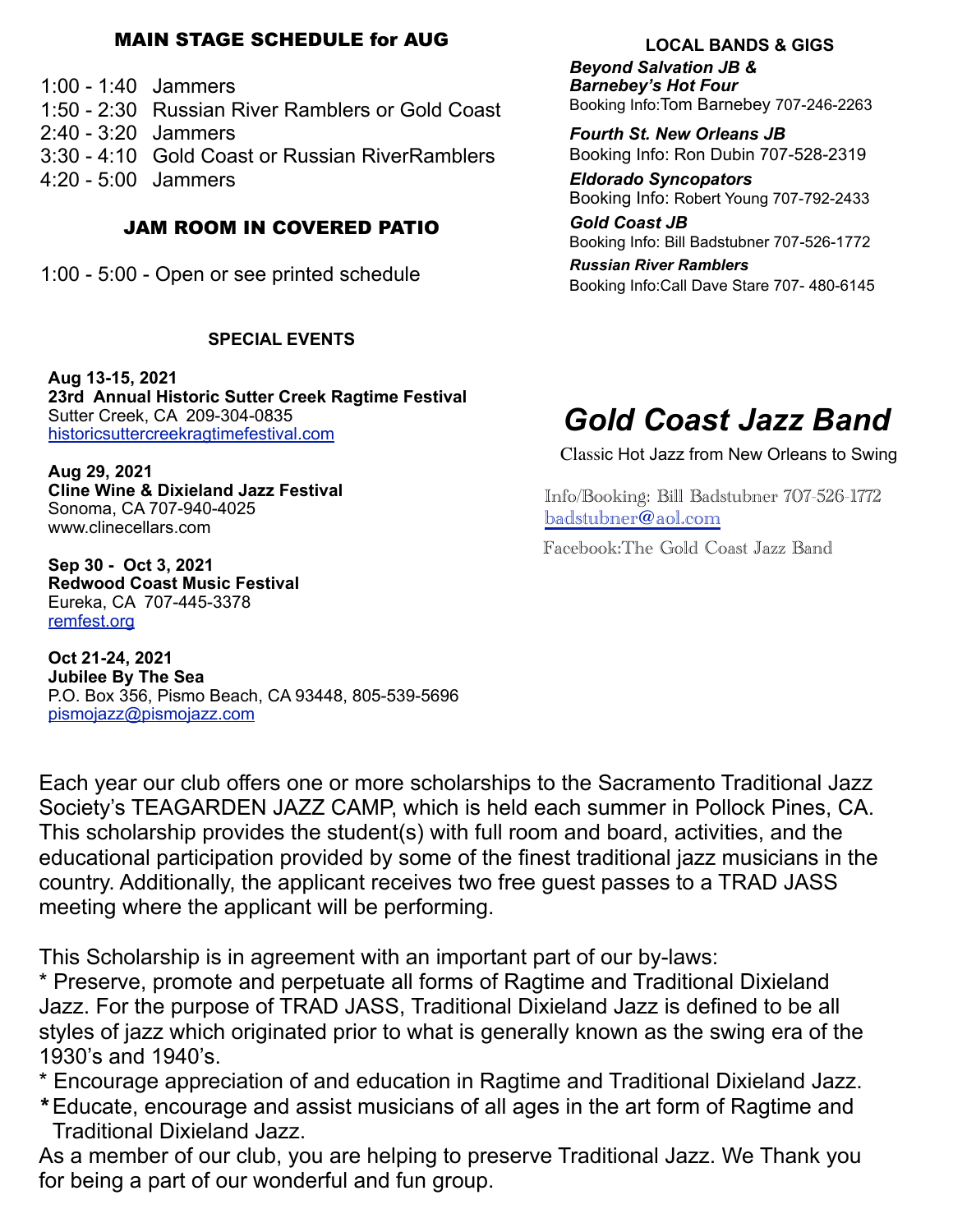## MAIN STAGE SCHEDULE for AUG

1:00 - 1:40 Jammers
1:50 - 2:30 Russian River Ramblers or Gold Coast
2:40 - 3:20 Jammers
3:30 - 4:10 Gold Coast or Russian RiverRamblers
4:20 - 5:00 Jammers

## JAM ROOM IN COVERED PATIO

1:00 - 5:00 - Open or see printed schedule

### SPECIAL EVENTS

**Aug 13-15, 2021**
**23rd Annual Historic Sutter Creek Ragtime Festival**
Sutter Creek, CA 209-304-0835
historicsuttercreekragtimefestival.com

**Aug 29, 2021**
**Cline Wine & Dixieland Jazz Festival**
Sonoma, CA 707-940-4025
www.clinecellars.com

**Sep 30 - Oct 3, 2021**
**Redwood Coast Music Festival**
Eureka, CA 707-445-3378
remfest.org

**Oct 21-24, 2021**
**Jubilee By The Sea**
P.O. Box 356, Pismo Beach, CA 93448, 805-539-5696
pismojazz@pismojazz.com

### LOCAL BANDS & GIGS

***Beyond Salvation JB & Barnebey's Hot Four***
Booking Info:Tom Barnebey 707-246-2263

***Fourth St. New Orleans JB***
Booking Info: Ron Dubin 707-528-2319

***Eldorado Syncopators***
Booking Info: Robert Young 707-792-2433

***Gold Coast JB***
Booking Info: Bill Badstubner 707-526-1772

***Russian River Ramblers***
Booking Info:Call Dave Stare 707- 480-6145

# *Gold Coast Jazz Band*

Classic Hot Jazz from New Orleans to Swing

Info/Booking: Bill Badstubner 707-526-1772
badstubner@aol.com

Facebook:The Gold Coast Jazz Band

Each year our club offers one or more scholarships to the Sacramento Traditional Jazz Society's TEAGARDEN JAZZ CAMP, which is held each summer in Pollock Pines, CA. This scholarship provides the student(s) with full room and board, activities, and the educational participation provided by some of the finest traditional jazz musicians in the country. Additionally, the applicant receives two free guest passes to a TRAD JASS meeting where the applicant will be performing.

This Scholarship is in agreement with an important part of our by-laws:
* Preserve, promote and perpetuate all forms of Ragtime and Traditional Dixieland Jazz. For the purpose of TRAD JASS, Traditional Dixieland Jazz is defined to be all styles of jazz which originated prior to what is generally known as the swing era of the 1930's and 1940's.
* Encourage appreciation of and education in Ragtime and Traditional Dixieland Jazz.
* Educate, encourage and assist musicians of all ages in the art form of Ragtime and Traditional Dixieland Jazz.

As a member of our club, you are helping to preserve Traditional Jazz. We Thank you for being a part of our wonderful and fun group.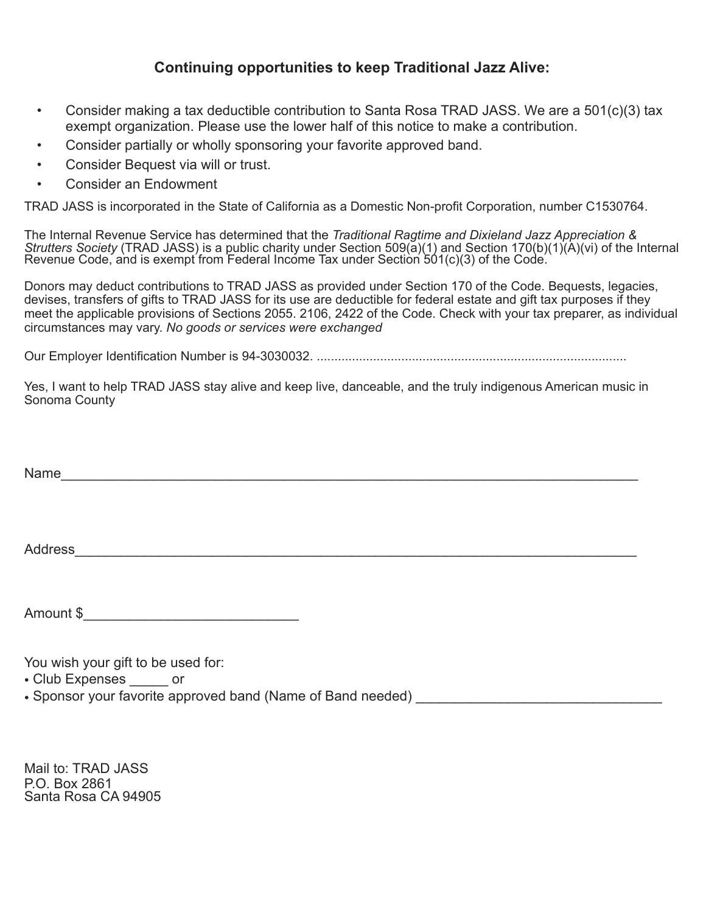## Continuing opportunities to keep Traditional Jazz Alive:

- Consider making a tax deductible contribution to Santa Rosa TRAD JASS. We are a 501(c)(3) tax exempt organization. Please use the lower half of this notice to make a contribution.
- Consider partially or wholly sponsoring your favorite approved band.
- Consider Bequest via will or trust.
- Consider an Endowment

TRAD JASS is incorporated in the State of California as a Domestic Non-profit Corporation, number C1530764.

The Internal Revenue Service has determined that the *Traditional Ragtime and Dixieland Jazz Appreciation & Strutters Society* (TRAD JASS) is a public charity under Section 509(a)(1) and Section 170(b)(1)(A)(vi) of the Internal Revenue Code, and is exempt from Federal Income Tax under Section 501(c)(3) of the Code.

Donors may deduct contributions to TRAD JASS as provided under Section 170 of the Code. Bequests, legacies, devises, transfers of gifts to TRAD JASS for its use are deductible for federal estate and gift tax purposes if they meet the applicable provisions of Sections 2055. 2106, 2422 of the Code. Check with your tax preparer, as individual circumstances may vary. *No goods or services were exchanged*

Our Employer Identification Number is 94-3030032. ........................................................................................

Yes, I want to help TRAD JASS stay alive and keep live, danceable, and the truly indigenous American music in Sonoma County

Name_____________________________________________________________________________

Address___________________________________________________________________________

Amount $____________________________

You wish your gift to be used for:
- Club Expenses _____ or
- Sponsor your favorite approved band (Name of Band needed) _______________________________

Mail to: TRAD JASS
P.O. Box 2861
Santa Rosa CA 94905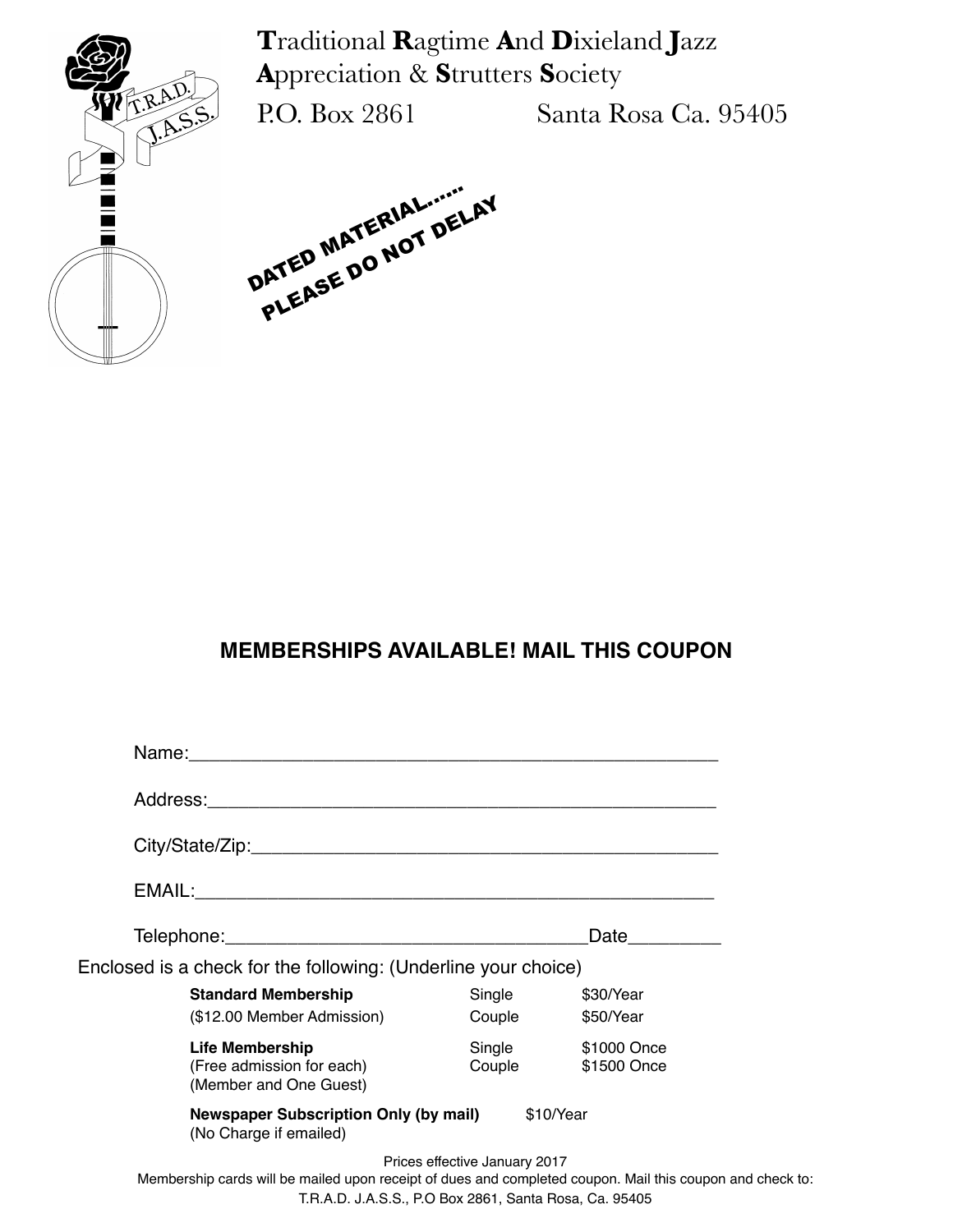**T**raditional **R**agtime **A**nd **D**ixieland **J**azz
**A**ppreciation & **S**trutters **S**ociety
P.O. Box 2861 Santa Rosa Ca. 95405

DATED MATERIAL.....
PLEASE DO NOT DELAY

## MEMBERSHIPS AVAILABLE! MAIL THIS COUPON

Name:\_\_\_\_\_\_\_\_\_\_\_\_\_\_\_\_\_\_\_\_\_\_\_\_\_\_\_\_\_\_\_\_\_\_\_\_\_\_\_\_\_\_\_\_\_\_\_\_\_\_

Address:\_\_\_\_\_\_\_\_\_\_\_\_\_\_\_\_\_\_\_\_\_\_\_\_\_\_\_\_\_\_\_\_\_\_\_\_\_\_\_\_\_\_\_\_\_\_\_\_

City/State/Zip:\_\_\_\_\_\_\_\_\_\_\_\_\_\_\_\_\_\_\_\_\_\_\_\_\_\_\_\_\_\_\_\_\_\_\_\_\_\_\_\_\_\_\_\_

EMAIL:\_\_\_\_\_\_\_\_\_\_\_\_\_\_\_\_\_\_\_\_\_\_\_\_\_\_\_\_\_\_\_\_\_\_\_\_\_\_\_\_\_\_\_\_\_\_\_\_\_

Telephone:\_\_\_\_\_\_\_\_\_\_\_\_\_\_\_\_\_\_\_\_\_\_\_\_\_\_\_\_\_\_\_\_\_\_Date\_\_\_\_\_\_\_\_\_

Enclosed is a check for the following: (Underline your choice)

| | | |
|---|---|---|
| **Standard Membership** | Single | $30/Year |
| ($12.00 Member Admission) | Couple | $50/Year |
| **Life Membership** | Single | $1000 Once |
| (Free admission for each) (Member and One Guest) | Couple | $1500 Once |
| **Newspaper Subscription Only (by mail)** (No Charge if emailed) | $10/Year | |

Prices effective January 2017

Membership cards will be mailed upon receipt of dues and completed coupon. Mail this coupon and check to:
T.R.A.D. J.A.S.S., P.O Box 2861, Santa Rosa, Ca. 95405